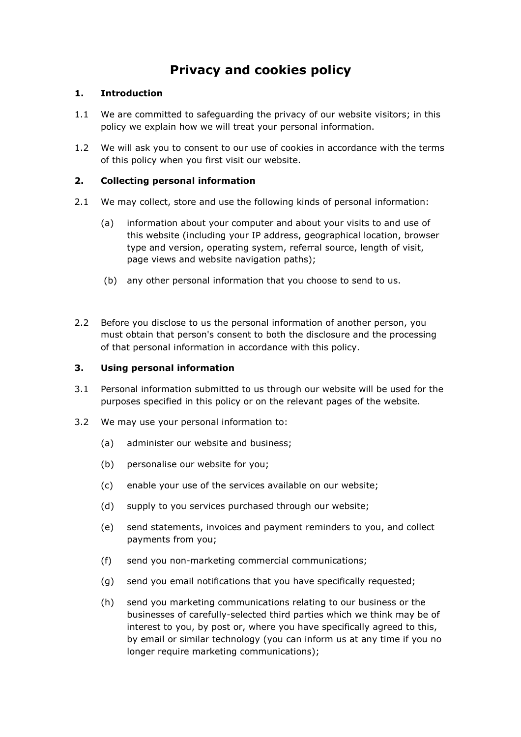# Privacy and cookies policy

## 1. Introduction

1.1 We are committed to safeguarding the privacy of our website visitors; in this policy we explain how we will treat your personal information.

1.2 We will ask you to consent to our use of cookies in accordance with the terms of this policy when you first visit our website.

## 2. Collecting personal information

2.1 We may collect, store and use the following kinds of personal information:

(a) information about your computer and about your visits to and use of this website (including your IP address, geographical location, browser type and version, operating system, referral source, length of visit, page views and website navigation paths);

(b) any other personal information that you choose to send to us.

2.2 Before you disclose to us the personal information of another person, you must obtain that person's consent to both the disclosure and the processing of that personal information in accordance with this policy.

## 3. Using personal information

3.1 Personal information submitted to us through our website will be used for the purposes specified in this policy or on the relevant pages of the website.

3.2 We may use your personal information to:

(a) administer our website and business;

(b) personalise our website for you;

(c) enable your use of the services available on our website;

(d) supply to you services purchased through our website;

(e) send statements, invoices and payment reminders to you, and collect payments from you;

(f) send you non-marketing commercial communications;

(g) send you email notifications that you have specifically requested;

(h) send you marketing communications relating to our business or the businesses of carefully-selected third parties which we think may be of interest to you, by post or, where you have specifically agreed to this, by email or similar technology (you can inform us at any time if you no longer require marketing communications);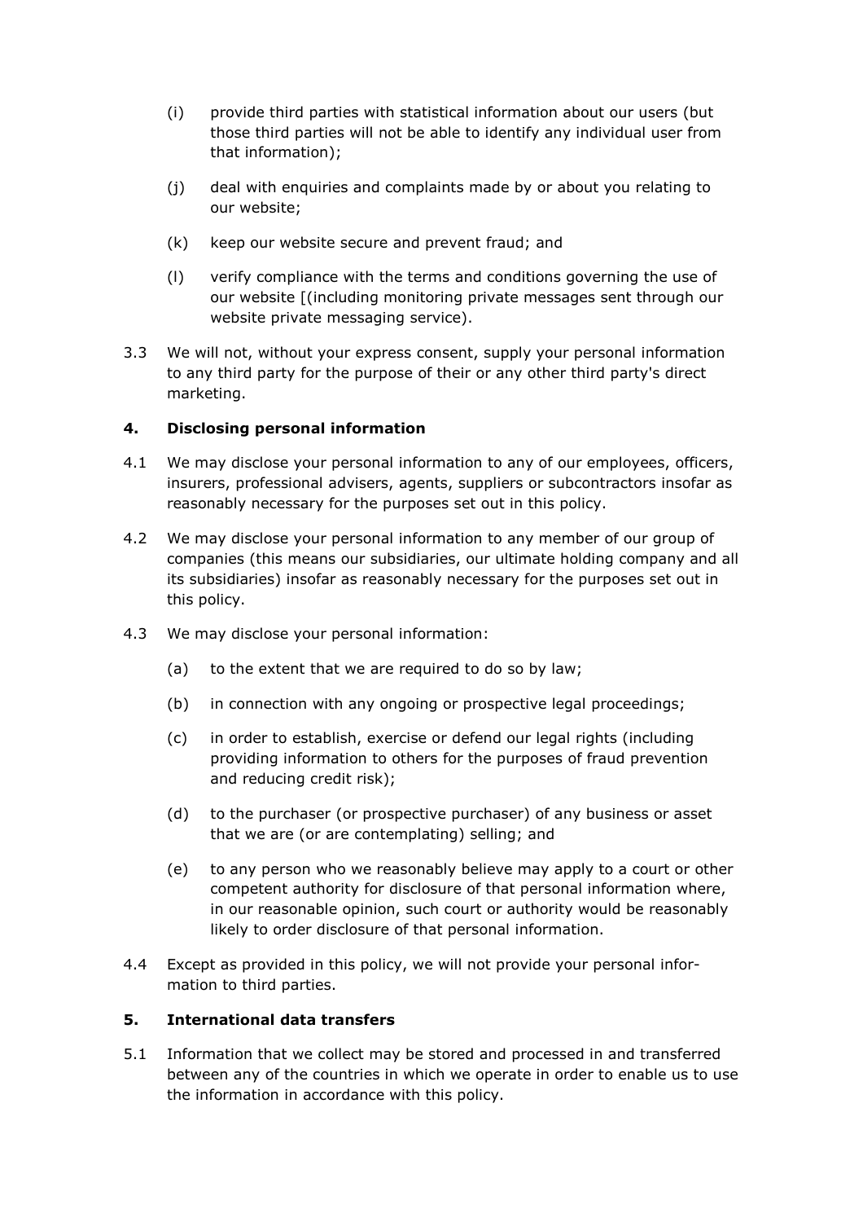(i) provide third parties with statistical information about our users (but those third parties will not be able to identify any individual user from that information);

(j) deal with enquiries and complaints made by or about you relating to our website;

(k) keep our website secure and prevent fraud; and

(l) verify compliance with the terms and conditions governing the use of our website [(including monitoring private messages sent through our website private messaging service).

3.3 We will not, without your express consent, supply your personal information to any third party for the purpose of their or any other third party's direct marketing.

**4. Disclosing personal information**

4.1 We may disclose your personal information to any of our employees, officers, insurers, professional advisers, agents, suppliers or subcontractors insofar as reasonably necessary for the purposes set out in this policy.

4.2 We may disclose your personal information to any member of our group of companies (this means our subsidiaries, our ultimate holding company and all its subsidiaries) insofar as reasonably necessary for the purposes set out in this policy.

4.3 We may disclose your personal information:

(a) to the extent that we are required to do so by law;

(b) in connection with any ongoing or prospective legal proceedings;

(c) in order to establish, exercise or defend our legal rights (including providing information to others for the purposes of fraud prevention and reducing credit risk);

(d) to the purchaser (or prospective purchaser) of any business or asset that we are (or are contemplating) selling; and

(e) to any person who we reasonably believe may apply to a court or other competent authority for disclosure of that personal information where, in our reasonable opinion, such court or authority would be reasonably likely to order disclosure of that personal information.

4.4 Except as provided in this policy, we will not provide your personal information to third parties.

**5. International data transfers**

5.1 Information that we collect may be stored and processed in and transferred between any of the countries in which we operate in order to enable us to use the information in accordance with this policy.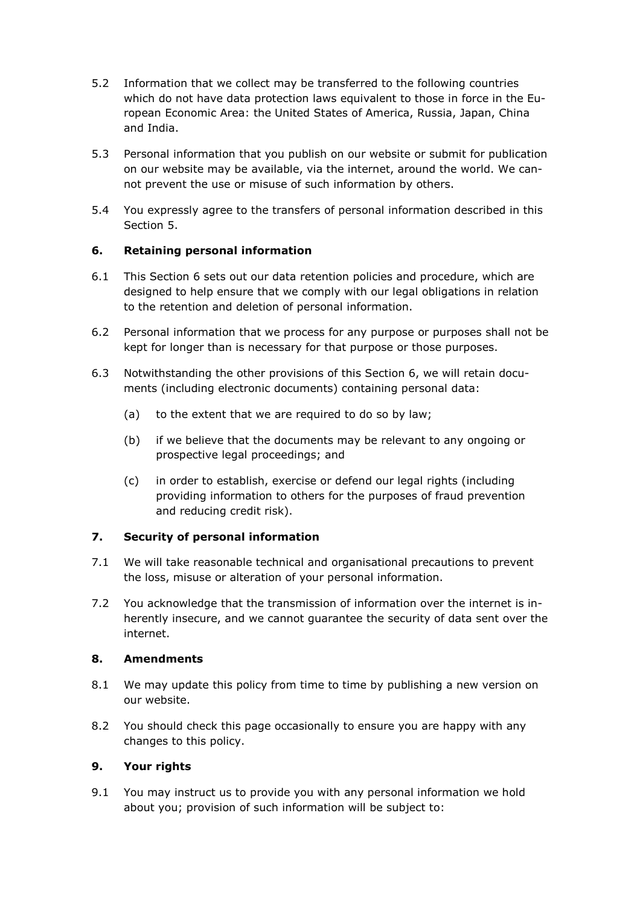5.2 Information that we collect may be transferred to the following countries which do not have data protection laws equivalent to those in force in the European Economic Area: the United States of America, Russia, Japan, China and India.

5.3 Personal information that you publish on our website or submit for publication on our website may be available, via the internet, around the world. We cannot prevent the use or misuse of such information by others.

5.4 You expressly agree to the transfers of personal information described in this Section 5.

### 6. Retaining personal information

6.1 This Section 6 sets out our data retention policies and procedure, which are designed to help ensure that we comply with our legal obligations in relation to the retention and deletion of personal information.

6.2 Personal information that we process for any purpose or purposes shall not be kept for longer than is necessary for that purpose or those purposes.

6.3 Notwithstanding the other provisions of this Section 6, we will retain documents (including electronic documents) containing personal data:

(a) to the extent that we are required to do so by law;

(b) if we believe that the documents may be relevant to any ongoing or prospective legal proceedings; and

(c) in order to establish, exercise or defend our legal rights (including providing information to others for the purposes of fraud prevention and reducing credit risk).

### 7. Security of personal information

7.1 We will take reasonable technical and organisational precautions to prevent the loss, misuse or alteration of your personal information.

7.2 You acknowledge that the transmission of information over the internet is inherently insecure, and we cannot guarantee the security of data sent over the internet.

### 8. Amendments

8.1 We may update this policy from time to time by publishing a new version on our website.

8.2 You should check this page occasionally to ensure you are happy with any changes to this policy.

### 9. Your rights

9.1 You may instruct us to provide you with any personal information we hold about you; provision of such information will be subject to: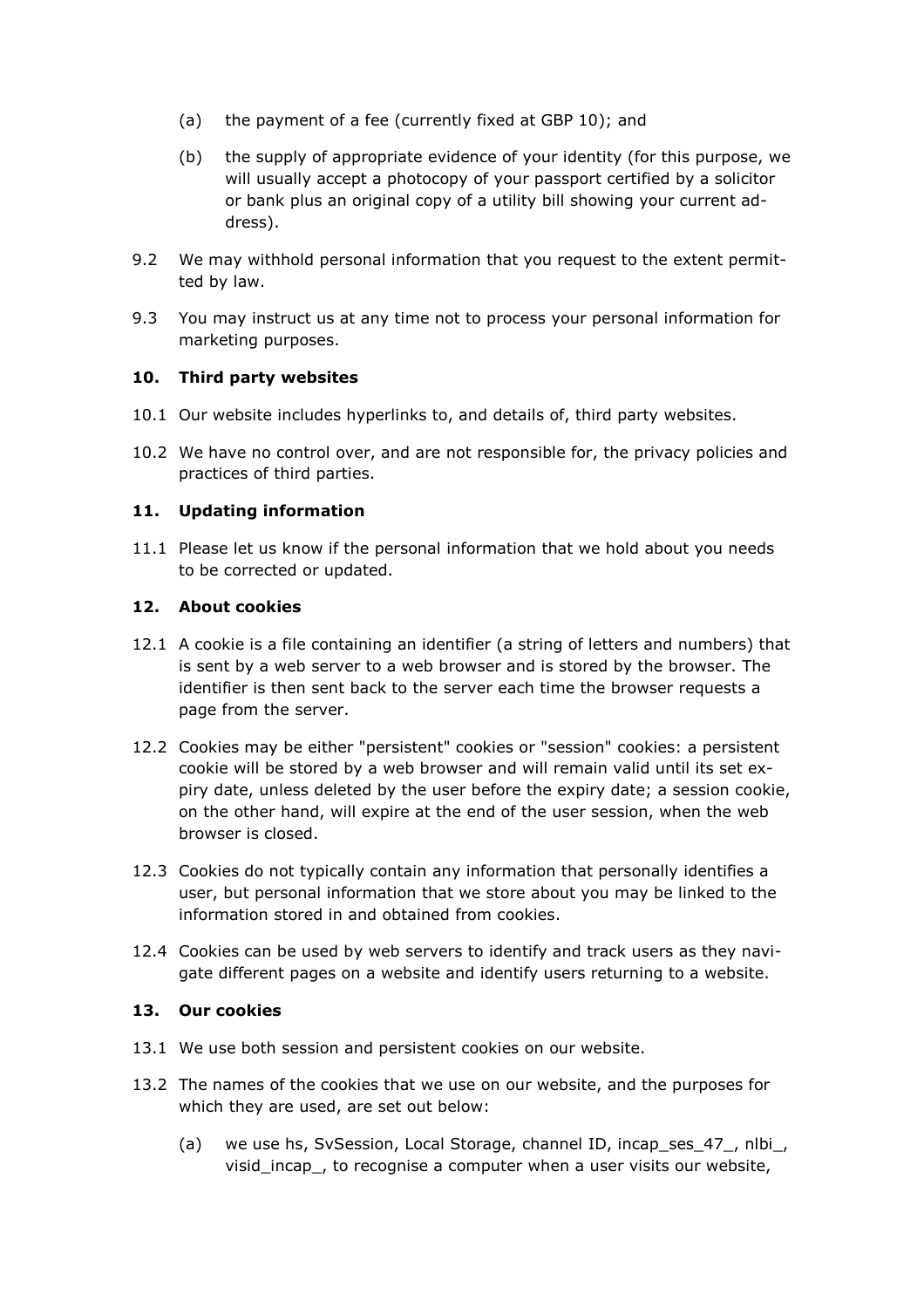(a) the payment of a fee (currently fixed at GBP 10); and

(b) the supply of appropriate evidence of your identity (for this purpose, we will usually accept a photocopy of your passport certified by a solicitor or bank plus an original copy of a utility bill showing your current address).

9.2 We may withhold personal information that you request to the extent permitted by law.

9.3 You may instruct us at any time not to process your personal information for marketing purposes.

**10. Third party websites**

10.1 Our website includes hyperlinks to, and details of, third party websites.

10.2 We have no control over, and are not responsible for, the privacy policies and practices of third parties.

**11. Updating information**

11.1 Please let us know if the personal information that we hold about you needs to be corrected or updated.

**12. About cookies**

12.1 A cookie is a file containing an identifier (a string of letters and numbers) that is sent by a web server to a web browser and is stored by the browser. The identifier is then sent back to the server each time the browser requests a page from the server.

12.2 Cookies may be either "persistent" cookies or "session" cookies: a persistent cookie will be stored by a web browser and will remain valid until its set expiry date, unless deleted by the user before the expiry date; a session cookie, on the other hand, will expire at the end of the user session, when the web browser is closed.

12.3 Cookies do not typically contain any information that personally identifies a user, but personal information that we store about you may be linked to the information stored in and obtained from cookies.

12.4 Cookies can be used by web servers to identify and track users as they navigate different pages on a website and identify users returning to a website.

**13. Our cookies**

13.1 We use both session and persistent cookies on our website.

13.2 The names of the cookies that we use on our website, and the purposes for which they are used, are set out below:

(a) we use hs, SvSession, Local Storage, channel ID, incap_ses_47_, nlbi_, visid_incap_, to recognise a computer when a user visits our website,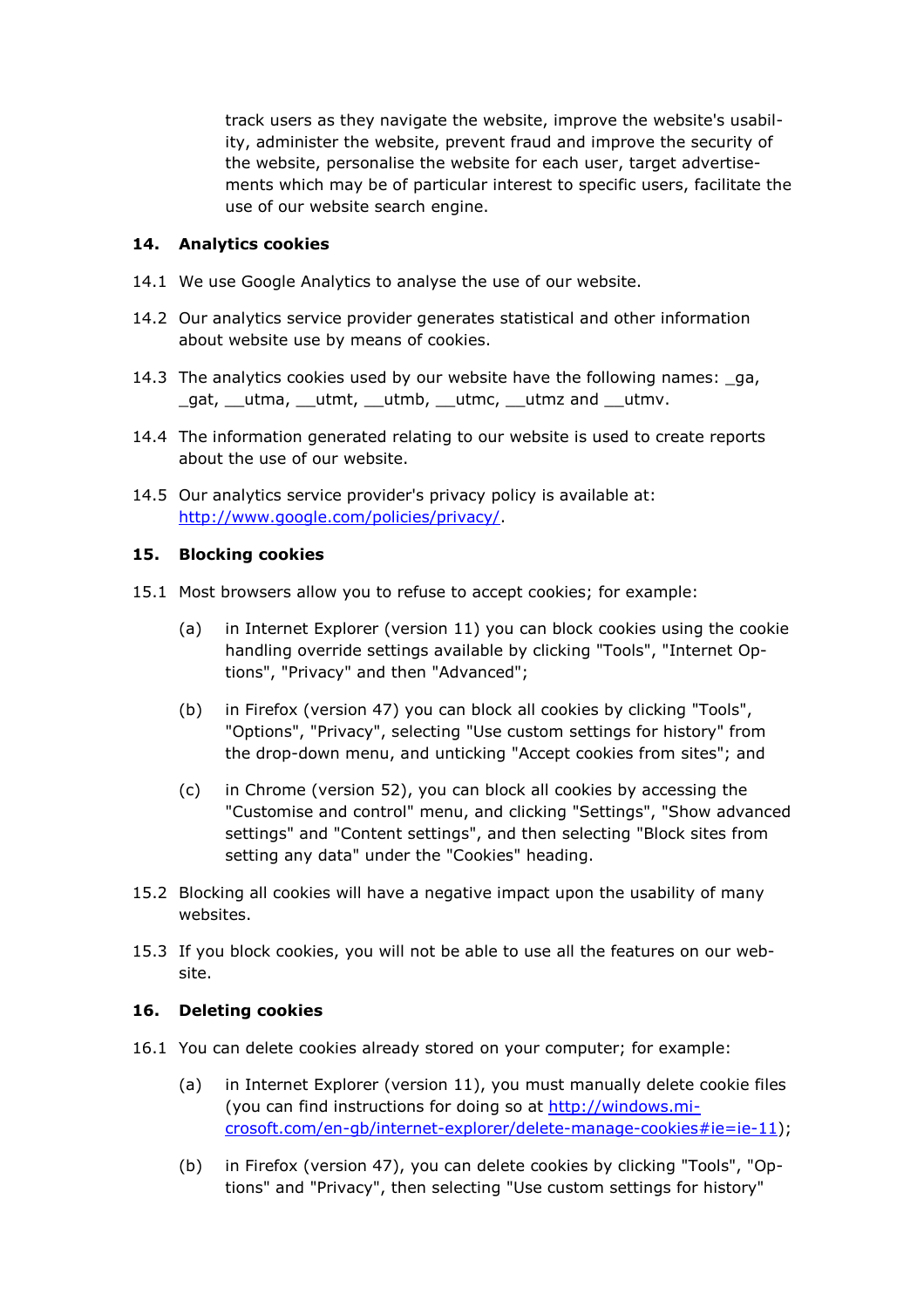track users as they navigate the website, improve the website's usability, administer the website, prevent fraud and improve the security of the website, personalise the website for each user, target advertisements which may be of particular interest to specific users, facilitate the use of our website search engine.

## 14. Analytics cookies

14.1 We use Google Analytics to analyse the use of our website.

14.2 Our analytics service provider generates statistical and other information about website use by means of cookies.

14.3 The analytics cookies used by our website have the following names: _ga, _gat, __utma, __utmt, __utmb, __utmc, __utmz and __utmv.

14.4 The information generated relating to our website is used to create reports about the use of our website.

14.5 Our analytics service provider's privacy policy is available at: [http://www.google.com/policies/privacy/](http://www.google.com/policies/privacy/).

## 15. Blocking cookies

15.1 Most browsers allow you to refuse to accept cookies; for example:

(a) in Internet Explorer (version 11) you can block cookies using the cookie handling override settings available by clicking "Tools", "Internet Options", "Privacy" and then "Advanced";

(b) in Firefox (version 47) you can block all cookies by clicking "Tools", "Options", "Privacy", selecting "Use custom settings for history" from the drop-down menu, and unticking "Accept cookies from sites"; and

(c) in Chrome (version 52), you can block all cookies by accessing the "Customise and control" menu, and clicking "Settings", "Show advanced settings" and "Content settings", and then selecting "Block sites from setting any data" under the "Cookies" heading.

15.2 Blocking all cookies will have a negative impact upon the usability of many websites.

15.3 If you block cookies, you will not be able to use all the features on our website.

## 16. Deleting cookies

16.1 You can delete cookies already stored on your computer; for example:

(a) in Internet Explorer (version 11), you must manually delete cookie files (you can find instructions for doing so at [http://windows.microsoft.com/en-gb/internet-explorer/delete-manage-cookies#ie=ie-11](http://windows.microsoft.com/en-gb/internet-explorer/delete-manage-cookies#ie=ie-11));

(b) in Firefox (version 47), you can delete cookies by clicking "Tools", "Options" and "Privacy", then selecting "Use custom settings for history"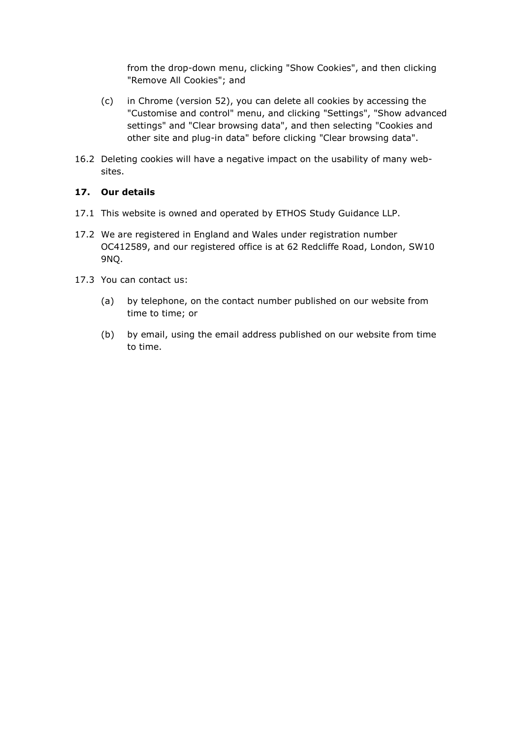from the drop-down menu, clicking "Show Cookies", and then clicking "Remove All Cookies"; and

(c) in Chrome (version 52), you can delete all cookies by accessing the "Customise and control" menu, and clicking "Settings", "Show advanced settings" and "Clear browsing data", and then selecting "Cookies and other site and plug-in data" before clicking "Clear browsing data".

16.2 Deleting cookies will have a negative impact on the usability of many websites.

## 17. Our details

17.1 This website is owned and operated by ETHOS Study Guidance LLP.

17.2 We are registered in England and Wales under registration number OC412589, and our registered office is at 62 Redcliffe Road, London, SW10 9NQ.

17.3 You can contact us:

(a) by telephone, on the contact number published on our website from time to time; or

(b) by email, using the email address published on our website from time to time.